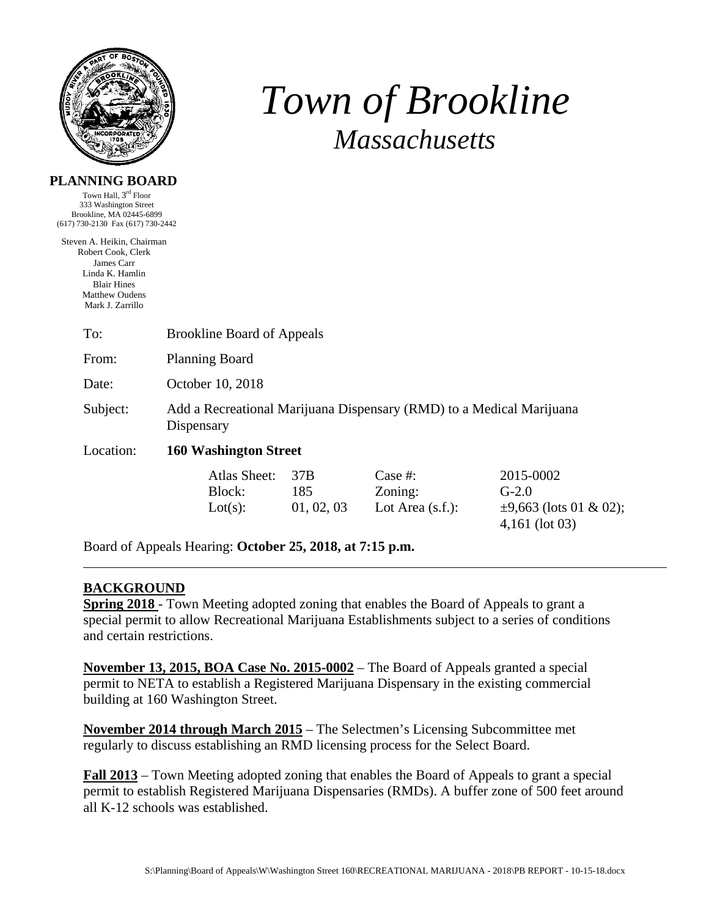# *Town of Brookline*
## *Massachusetts*

**PLANNING BOARD**

Town Hall, 3rd Floor
333 Washington Street
Brookline, MA 02445-6899
(617) 730-2130 Fax (617) 730-2442

Steven A. Heikin, Chairman
Robert Cook, Clerk
James Carr
Linda K. Hamlin
Blair Hines
Matthew Oudens
Mark J. Zarrillo

To: Brookline Board of Appeals

From: Planning Board

Date: October 10, 2018

Subject: Add a Recreational Marijuana Dispensary (RMD) to a Medical Marijuana Dispensary

Location: **160 Washington Street**

| Atlas Sheet: | 37B | Case #: | 2015-0002 |
|---|---|---|---|
| Block: | 185 | Zoning: | G-2.0 |
| Lot(s): | 01, 02, 03 | Lot Area (s.f.): | ±9,663 (lots 01 & 02); 4,161 (lot 03) |

Board of Appeals Hearing: **October 25, 2018, at 7:15 p.m.**

---

## BACKGROUND

**Spring 2018** - Town Meeting adopted zoning that enables the Board of Appeals to grant a special permit to allow Recreational Marijuana Establishments subject to a series of conditions and certain restrictions.

**November 13, 2015, BOA Case No. 2015-0002** – The Board of Appeals granted a special permit to NETA to establish a Registered Marijuana Dispensary in the existing commercial building at 160 Washington Street.

**November 2014 through March 2015** – The Selectmen's Licensing Subcommittee met regularly to discuss establishing an RMD licensing process for the Select Board.

**Fall 2013** – Town Meeting adopted zoning that enables the Board of Appeals to grant a special permit to establish Registered Marijuana Dispensaries (RMDs). A buffer zone of 500 feet around all K-12 schools was established.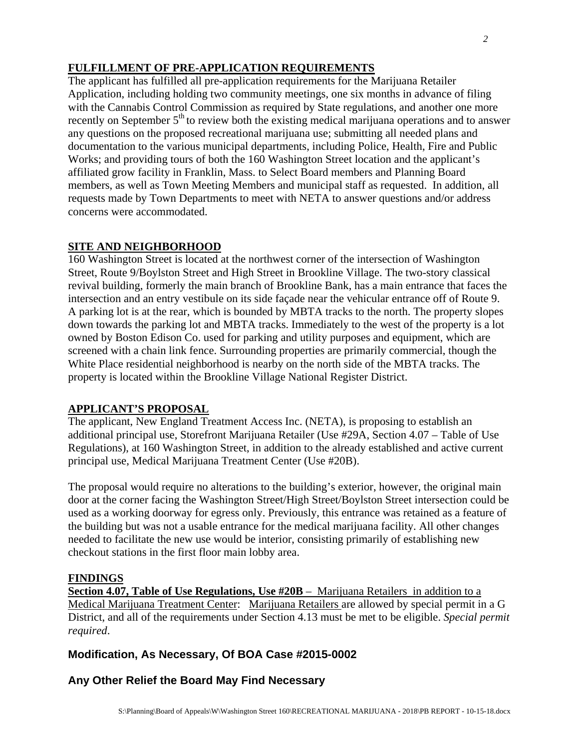## FULFILLMENT OF PRE-APPLICATION REQUIREMENTS

The applicant has fulfilled all pre-application requirements for the Marijuana Retailer Application, including holding two community meetings, one six months in advance of filing with the Cannabis Control Commission as required by State regulations, and another one more recently on September 5th to review both the existing medical marijuana operations and to answer any questions on the proposed recreational marijuana use; submitting all needed plans and documentation to the various municipal departments, including Police, Health, Fire and Public Works; and providing tours of both the 160 Washington Street location and the applicant's affiliated grow facility in Franklin, Mass. to Select Board members and Planning Board members, as well as Town Meeting Members and municipal staff as requested. In addition, all requests made by Town Departments to meet with NETA to answer questions and/or address concerns were accommodated.

## SITE AND NEIGHBORHOOD

160 Washington Street is located at the northwest corner of the intersection of Washington Street, Route 9/Boylston Street and High Street in Brookline Village. The two-story classical revival building, formerly the main branch of Brookline Bank, has a main entrance that faces the intersection and an entry vestibule on its side façade near the vehicular entrance off of Route 9. A parking lot is at the rear, which is bounded by MBTA tracks to the north. The property slopes down towards the parking lot and MBTA tracks. Immediately to the west of the property is a lot owned by Boston Edison Co. used for parking and utility purposes and equipment, which are screened with a chain link fence. Surrounding properties are primarily commercial, though the White Place residential neighborhood is nearby on the north side of the MBTA tracks. The property is located within the Brookline Village National Register District.

## APPLICANT'S PROPOSAL

The applicant, New England Treatment Access Inc. (NETA), is proposing to establish an additional principal use, Storefront Marijuana Retailer (Use #29A, Section 4.07 – Table of Use Regulations), at 160 Washington Street, in addition to the already established and active current principal use, Medical Marijuana Treatment Center (Use #20B).

The proposal would require no alterations to the building's exterior, however, the original main door at the corner facing the Washington Street/High Street/Boylston Street intersection could be used as a working doorway for egress only. Previously, this entrance was retained as a feature of the building but was not a usable entrance for the medical marijuana facility. All other changes needed to facilitate the new use would be interior, consisting primarily of establishing new checkout stations in the first floor main lobby area.

## FINDINGS

**Section 4.07, Table of Use Regulations, Use #20B** – Marijuana Retailers in addition to a Medical Marijuana Treatment Center: Marijuana Retailers are allowed by special permit in a G District, and all of the requirements under Section 4.13 must be met to be eligible. *Special permit required*.

### Modification, As Necessary, Of BOA Case #2015-0002

### Any Other Relief the Board May Find Necessary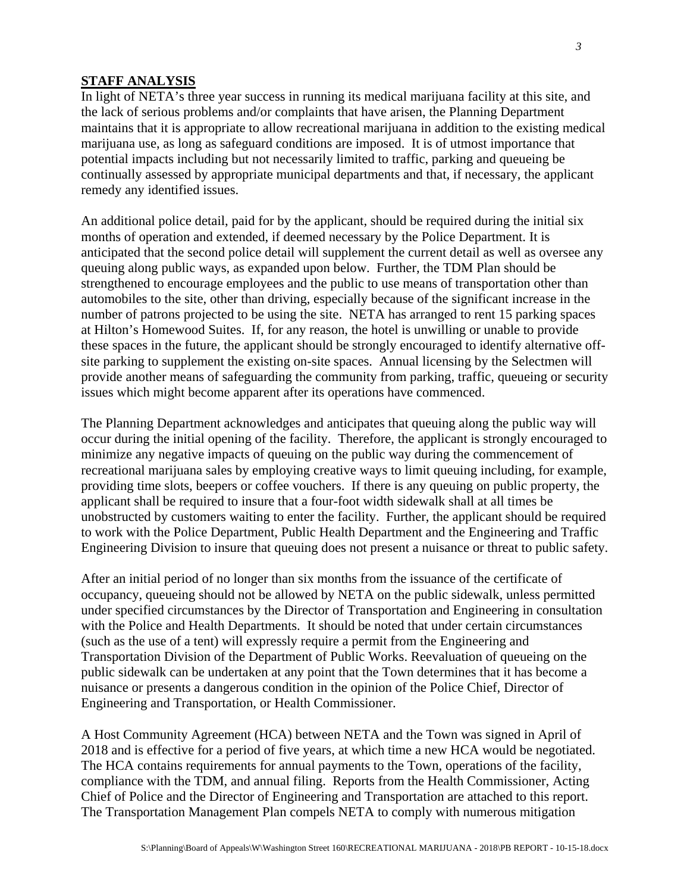## STAFF ANALYSIS

In light of NETA's three year success in running its medical marijuana facility at this site, and the lack of serious problems and/or complaints that have arisen, the Planning Department maintains that it is appropriate to allow recreational marijuana in addition to the existing medical marijuana use, as long as safeguard conditions are imposed. It is of utmost importance that potential impacts including but not necessarily limited to traffic, parking and queueing be continually assessed by appropriate municipal departments and that, if necessary, the applicant remedy any identified issues.

An additional police detail, paid for by the applicant, should be required during the initial six months of operation and extended, if deemed necessary by the Police Department. It is anticipated that the second police detail will supplement the current detail as well as oversee any queuing along public ways, as expanded upon below. Further, the TDM Plan should be strengthened to encourage employees and the public to use means of transportation other than automobiles to the site, other than driving, especially because of the significant increase in the number of patrons projected to be using the site. NETA has arranged to rent 15 parking spaces at Hilton's Homewood Suites. If, for any reason, the hotel is unwilling or unable to provide these spaces in the future, the applicant should be strongly encouraged to identify alternative off-site parking to supplement the existing on-site spaces. Annual licensing by the Selectmen will provide another means of safeguarding the community from parking, traffic, queueing or security issues which might become apparent after its operations have commenced.

The Planning Department acknowledges and anticipates that queuing along the public way will occur during the initial opening of the facility. Therefore, the applicant is strongly encouraged to minimize any negative impacts of queuing on the public way during the commencement of recreational marijuana sales by employing creative ways to limit queuing including, for example, providing time slots, beepers or coffee vouchers. If there is any queuing on public property, the applicant shall be required to insure that a four-foot width sidewalk shall at all times be unobstructed by customers waiting to enter the facility. Further, the applicant should be required to work with the Police Department, Public Health Department and the Engineering and Traffic Engineering Division to insure that queuing does not present a nuisance or threat to public safety.

After an initial period of no longer than six months from the issuance of the certificate of occupancy, queueing should not be allowed by NETA on the public sidewalk, unless permitted under specified circumstances by the Director of Transportation and Engineering in consultation with the Police and Health Departments. It should be noted that under certain circumstances (such as the use of a tent) will expressly require a permit from the Engineering and Transportation Division of the Department of Public Works. Reevaluation of queueing on the public sidewalk can be undertaken at any point that the Town determines that it has become a nuisance or presents a dangerous condition in the opinion of the Police Chief, Director of Engineering and Transportation, or Health Commissioner.

A Host Community Agreement (HCA) between NETA and the Town was signed in April of 2018 and is effective for a period of five years, at which time a new HCA would be negotiated. The HCA contains requirements for annual payments to the Town, operations of the facility, compliance with the TDM, and annual filing. Reports from the Health Commissioner, Acting Chief of Police and the Director of Engineering and Transportation are attached to this report. The Transportation Management Plan compels NETA to comply with numerous mitigation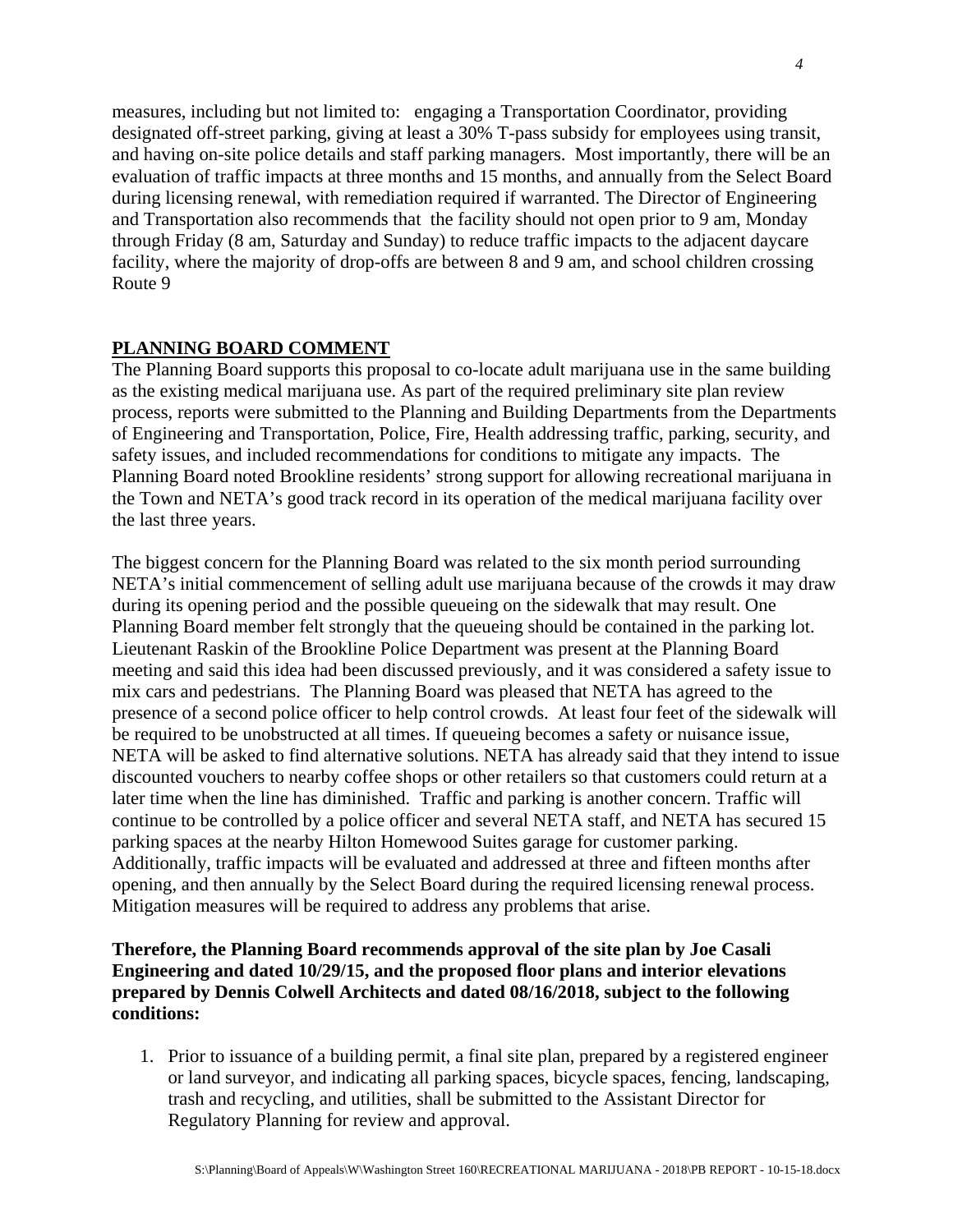measures, including but not limited to: engaging a Transportation Coordinator, providing designated off-street parking, giving at least a 30% T-pass subsidy for employees using transit, and having on-site police details and staff parking managers. Most importantly, there will be an evaluation of traffic impacts at three months and 15 months, and annually from the Select Board during licensing renewal, with remediation required if warranted. The Director of Engineering and Transportation also recommends that the facility should not open prior to 9 am, Monday through Friday (8 am, Saturday and Sunday) to reduce traffic impacts to the adjacent daycare facility, where the majority of drop-offs are between 8 and 9 am, and school children crossing Route 9

## PLANNING BOARD COMMENT

The Planning Board supports this proposal to co-locate adult marijuana use in the same building as the existing medical marijuana use. As part of the required preliminary site plan review process, reports were submitted to the Planning and Building Departments from the Departments of Engineering and Transportation, Police, Fire, Health addressing traffic, parking, security, and safety issues, and included recommendations for conditions to mitigate any impacts. The Planning Board noted Brookline residents' strong support for allowing recreational marijuana in the Town and NETA's good track record in its operation of the medical marijuana facility over the last three years.

The biggest concern for the Planning Board was related to the six month period surrounding NETA's initial commencement of selling adult use marijuana because of the crowds it may draw during its opening period and the possible queueing on the sidewalk that may result. One Planning Board member felt strongly that the queueing should be contained in the parking lot. Lieutenant Raskin of the Brookline Police Department was present at the Planning Board meeting and said this idea had been discussed previously, and it was considered a safety issue to mix cars and pedestrians. The Planning Board was pleased that NETA has agreed to the presence of a second police officer to help control crowds. At least four feet of the sidewalk will be required to be unobstructed at all times. If queueing becomes a safety or nuisance issue, NETA will be asked to find alternative solutions. NETA has already said that they intend to issue discounted vouchers to nearby coffee shops or other retailers so that customers could return at a later time when the line has diminished. Traffic and parking is another concern. Traffic will continue to be controlled by a police officer and several NETA staff, and NETA has secured 15 parking spaces at the nearby Hilton Homewood Suites garage for customer parking. Additionally, traffic impacts will be evaluated and addressed at three and fifteen months after opening, and then annually by the Select Board during the required licensing renewal process. Mitigation measures will be required to address any problems that arise.

**Therefore, the Planning Board recommends approval of the site plan by Joe Casali Engineering and dated 10/29/15, and the proposed floor plans and interior elevations prepared by Dennis Colwell Architects and dated 08/16/2018, subject to the following conditions:**

1. Prior to issuance of a building permit, a final site plan, prepared by a registered engineer or land surveyor, and indicating all parking spaces, bicycle spaces, fencing, landscaping, trash and recycling, and utilities, shall be submitted to the Assistant Director for Regulatory Planning for review and approval.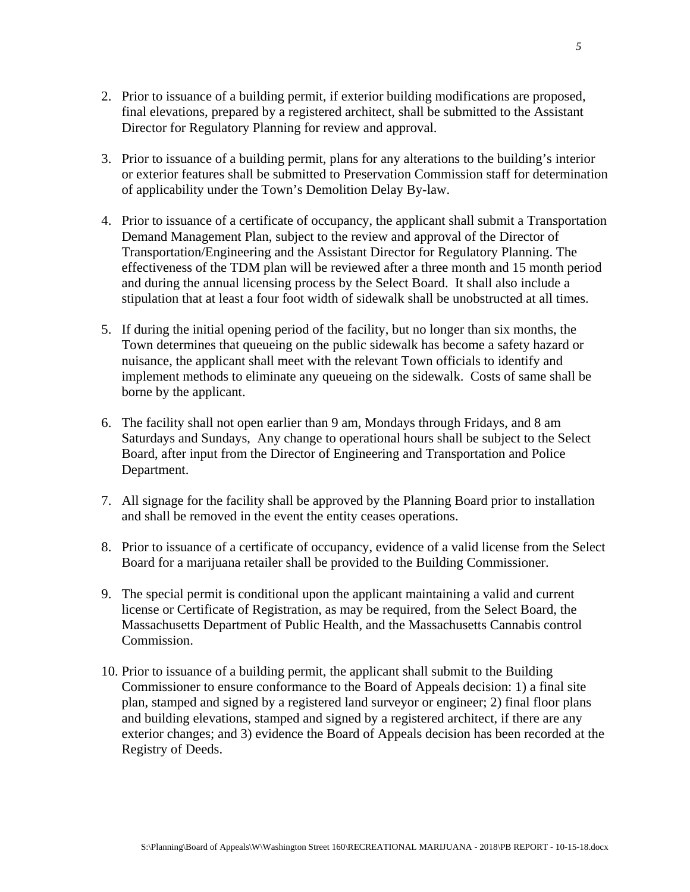2. Prior to issuance of a building permit, if exterior building modifications are proposed, final elevations, prepared by a registered architect, shall be submitted to the Assistant Director for Regulatory Planning for review and approval.

3. Prior to issuance of a building permit, plans for any alterations to the building's interior or exterior features shall be submitted to Preservation Commission staff for determination of applicability under the Town's Demolition Delay By-law.

4. Prior to issuance of a certificate of occupancy, the applicant shall submit a Transportation Demand Management Plan, subject to the review and approval of the Director of Transportation/Engineering and the Assistant Director for Regulatory Planning. The effectiveness of the TDM plan will be reviewed after a three month and 15 month period and during the annual licensing process by the Select Board. It shall also include a stipulation that at least a four foot width of sidewalk shall be unobstructed at all times.

5. If during the initial opening period of the facility, but no longer than six months, the Town determines that queueing on the public sidewalk has become a safety hazard or nuisance, the applicant shall meet with the relevant Town officials to identify and implement methods to eliminate any queueing on the sidewalk. Costs of same shall be borne by the applicant.

6. The facility shall not open earlier than 9 am, Mondays through Fridays, and 8 am Saturdays and Sundays, Any change to operational hours shall be subject to the Select Board, after input from the Director of Engineering and Transportation and Police Department.

7. All signage for the facility shall be approved by the Planning Board prior to installation and shall be removed in the event the entity ceases operations.

8. Prior to issuance of a certificate of occupancy, evidence of a valid license from the Select Board for a marijuana retailer shall be provided to the Building Commissioner.

9. The special permit is conditional upon the applicant maintaining a valid and current license or Certificate of Registration, as may be required, from the Select Board, the Massachusetts Department of Public Health, and the Massachusetts Cannabis control Commission.

10. Prior to issuance of a building permit, the applicant shall submit to the Building Commissioner to ensure conformance to the Board of Appeals decision: 1) a final site plan, stamped and signed by a registered land surveyor or engineer; 2) final floor plans and building elevations, stamped and signed by a registered architect, if there are any exterior changes; and 3) evidence the Board of Appeals decision has been recorded at the Registry of Deeds.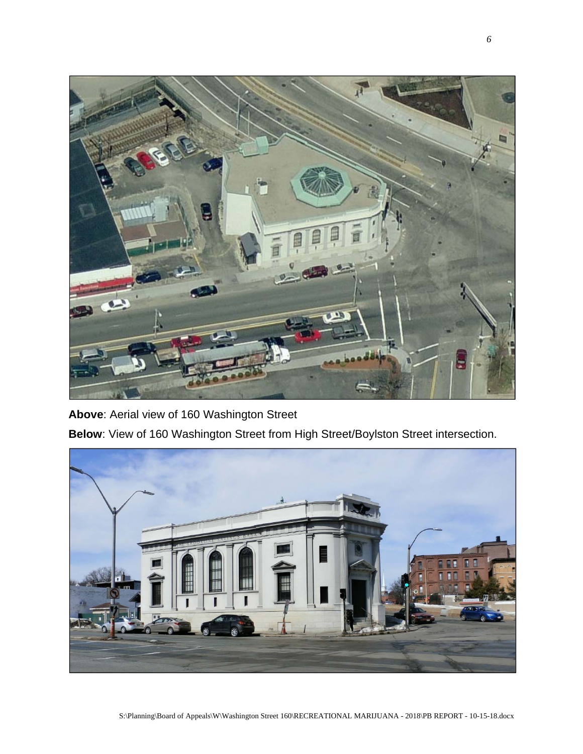**Above**: Aerial view of 160 Washington Street

**Below**: View of 160 Washington Street from High Street/Boylston Street intersection.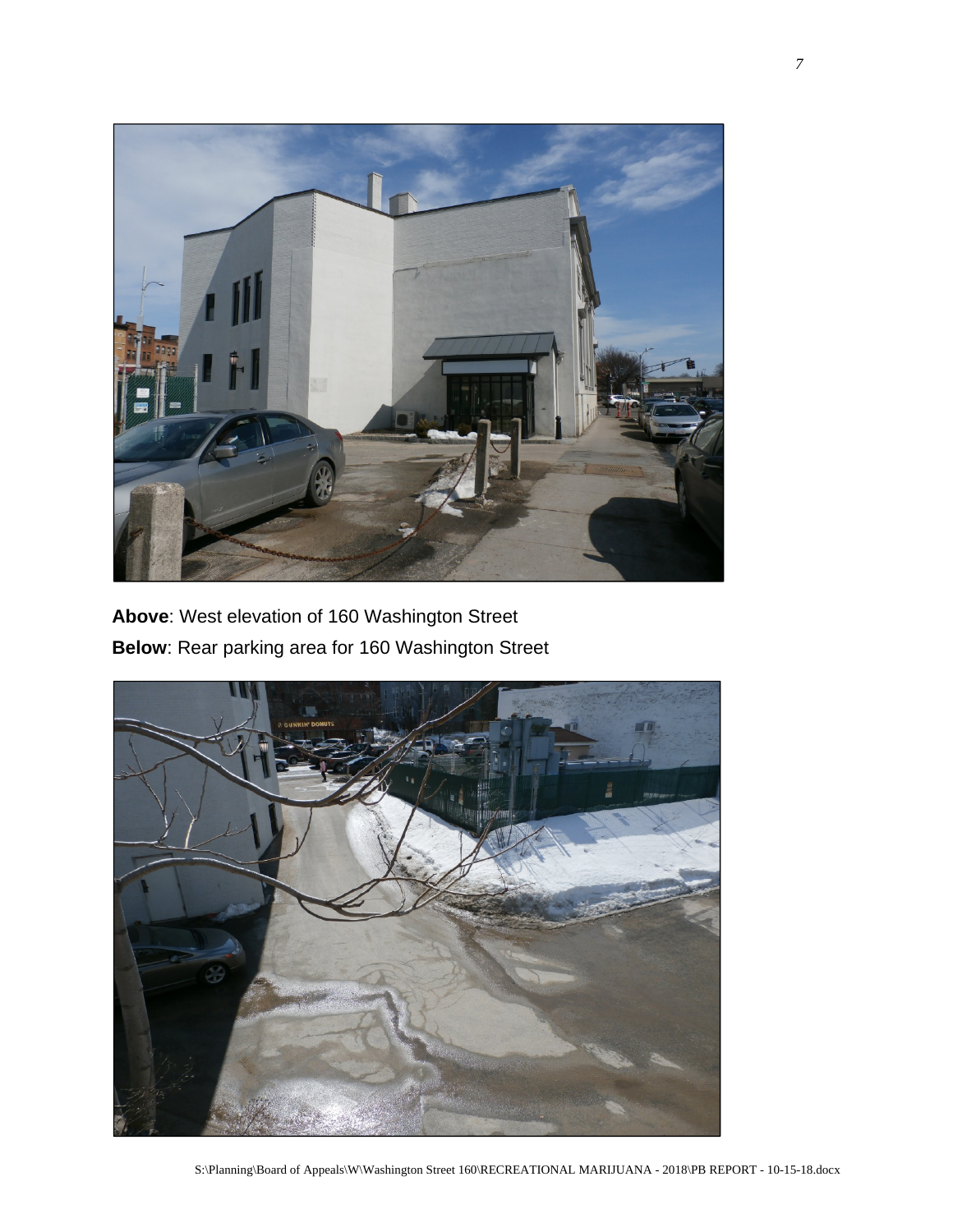**Above**: West elevation of 160 Washington Street

**Below**: Rear parking area for 160 Washington Street